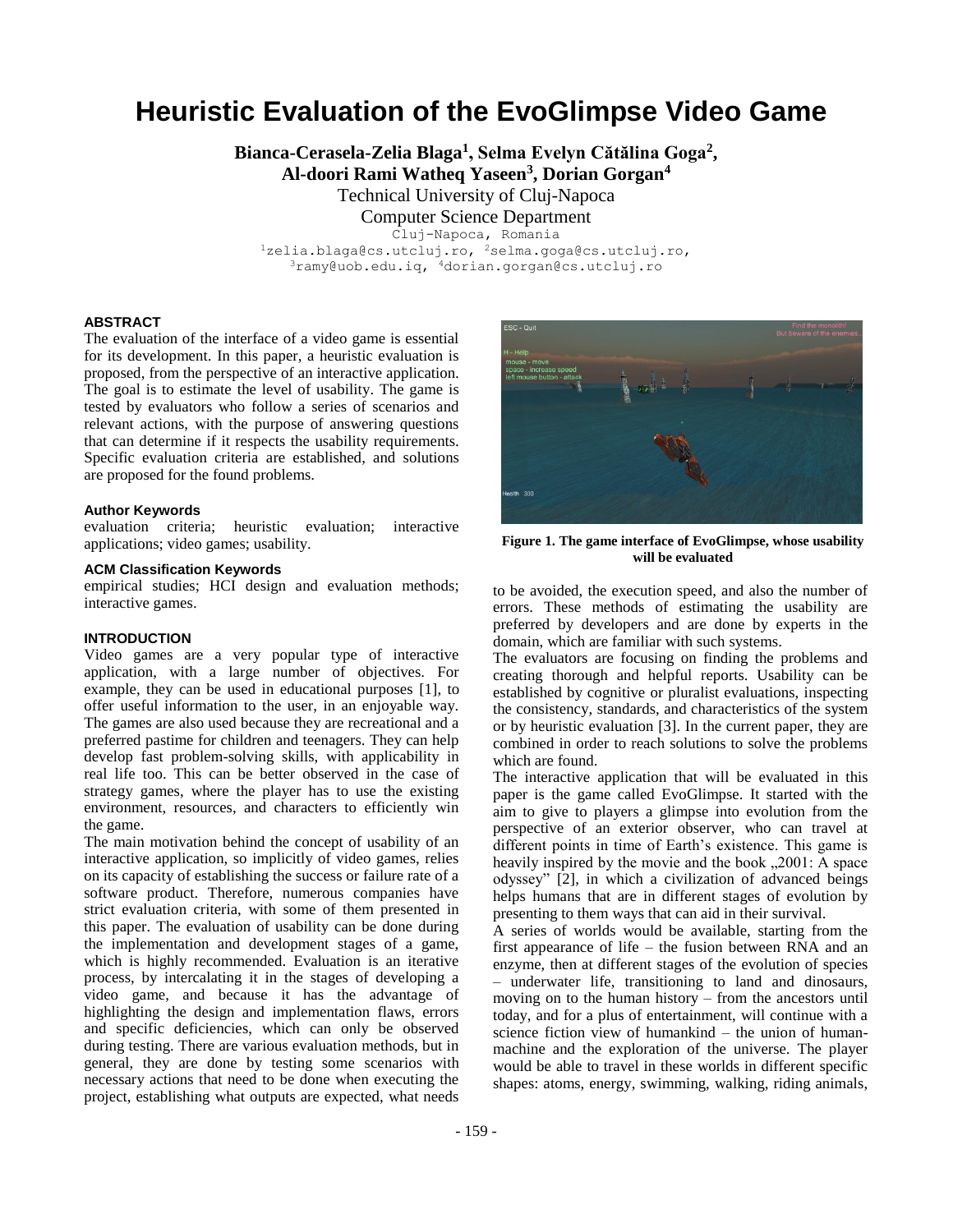# Heuristic Evaluation of the EvoGlimpse Video Game

**Bianca-Cerasela-Zelia Blaga[1], Selma Evelyn Cătălina Goga[2], Al-doori Rami Watheq Yaseen[3], Dorian Gorgan[4]**

Technical University of Cluj-Napoca

Computer Science Department

Cluj-Napoca, Romania

[1]zelia.blaga@cs.utcluj.ro, [2]selma.goga@cs.utcluj.ro, [3]ramy@uob.edu.iq, [4]dorian.gorgan@cs.utcluj.ro

### ABSTRACT

The evaluation of the interface of a video game is essential for its development. In this paper, a heuristic evaluation is proposed, from the perspective of an interactive application. The goal is to estimate the level of usability. The game is tested by evaluators who follow a series of scenarios and relevant actions, with the purpose of answering questions that can determine if it respects the usability requirements. Specific evaluation criteria are established, and solutions are proposed for the found problems.

### Author Keywords

evaluation criteria; heuristic evaluation; interactive applications; video games; usability.

### ACM Classification Keywords

empirical studies; HCI design and evaluation methods; interactive games.

### INTRODUCTION

Video games are a very popular type of interactive application, with a large number of objectives. For example, they can be used in educational purposes [1], to offer useful information to the user, in an enjoyable way. The games are also used because they are recreational and a preferred pastime for children and teenagers. They can help develop fast problem-solving skills, with applicability in real life too. This can be better observed in the case of strategy games, where the player has to use the existing environment, resources, and characters to efficiently win the game.

The main motivation behind the concept of usability of an interactive application, so implicitly of video games, relies on its capacity of establishing the success or failure rate of a software product. Therefore, numerous companies have strict evaluation criteria, with some of them presented in this paper. The evaluation of usability can be done during the implementation and development stages of a game, which is highly recommended. Evaluation is an iterative process, by intercalating it in the stages of developing a video game, and because it has the advantage of highlighting the design and implementation flaws, errors and specific deficiencies, which can only be observed during testing. There are various evaluation methods, but in general, they are done by testing some scenarios with necessary actions that need to be done when executing the project, establishing what outputs are expected, what needs to be avoided, the execution speed, and also the number of errors. These methods of estimating the usability are preferred by developers and are done by experts in the domain, which are familiar with such systems.

**Figure 1. The game interface of EvoGlimpse, whose usability will be evaluated**

The evaluators are focusing on finding the problems and creating thorough and helpful reports. Usability can be established by cognitive or pluralist evaluations, inspecting the consistency, standards, and characteristics of the system or by heuristic evaluation [3]. In the current paper, they are combined in order to reach solutions to solve the problems which are found.

The interactive application that will be evaluated in this paper is the game called EvoGlimpse. It started with the aim to give to players a glimpse into evolution from the perspective of an exterior observer, who can travel at different points in time of Earth's existence. This game is heavily inspired by the movie and the book „2001: A space odyssey" [2], in which a civilization of advanced beings helps humans that are in different stages of evolution by presenting to them ways that can aid in their survival.

A series of worlds would be available, starting from the first appearance of life – the fusion between RNA and an enzyme, then at different stages of the evolution of species – underwater life, transitioning to land and dinosaurs, moving on to the human history – from the ancestors until today, and for a plus of entertainment, will continue with a science fiction view of humankind – the union of human-machine and the exploration of the universe. The player would be able to travel in these worlds in different specific shapes: atoms, energy, swimming, walking, riding animals,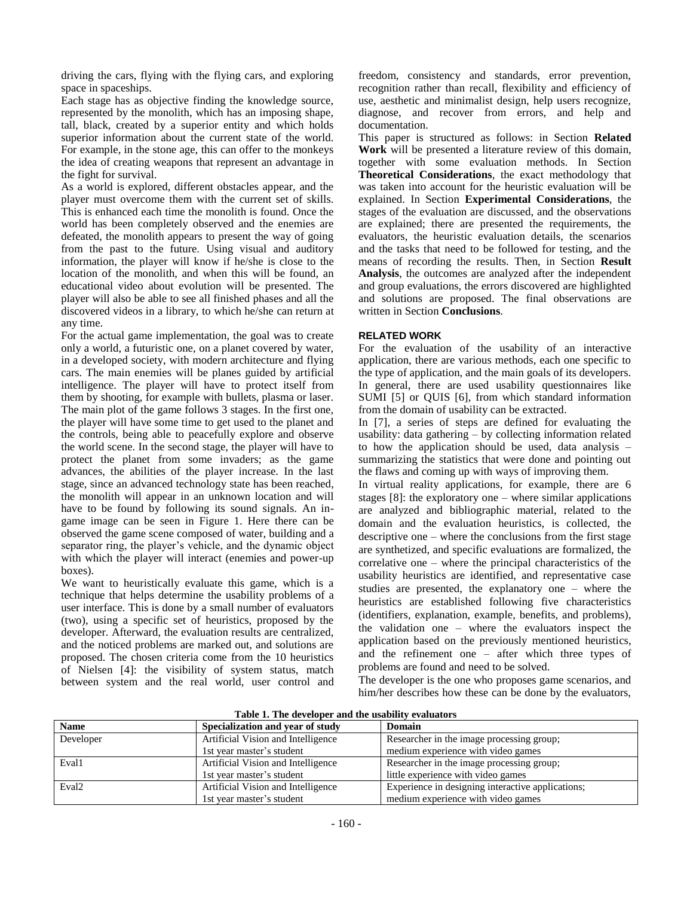driving the cars, flying with the flying cars, and exploring space in spaceships.

Each stage has as objective finding the knowledge source, represented by the monolith, which has an imposing shape, tall, black, created by a superior entity and which holds superior information about the current state of the world. For example, in the stone age, this can offer to the monkeys the idea of creating weapons that represent an advantage in the fight for survival.

As a world is explored, different obstacles appear, and the player must overcome them with the current set of skills. This is enhanced each time the monolith is found. Once the world has been completely observed and the enemies are defeated, the monolith appears to present the way of going from the past to the future. Using visual and auditory information, the player will know if he/she is close to the location of the monolith, and when this will be found, an educational video about evolution will be presented. The player will also be able to see all finished phases and all the discovered videos in a library, to which he/she can return at any time.

For the actual game implementation, the goal was to create only a world, a futuristic one, on a planet covered by water, in a developed society, with modern architecture and flying cars. The main enemies will be planes guided by artificial intelligence. The player will have to protect itself from them by shooting, for example with bullets, plasma or laser. The main plot of the game follows 3 stages. In the first one, the player will have some time to get used to the planet and the controls, being able to peacefully explore and observe the world scene. In the second stage, the player will have to protect the planet from some invaders; as the game advances, the abilities of the player increase. In the last stage, since an advanced technology state has been reached, the monolith will appear in an unknown location and will have to be found by following its sound signals. An in-game image can be seen in Figure 1. Here there can be observed the game scene composed of water, building and a separator ring, the player's vehicle, and the dynamic object with which the player will interact (enemies and power-up boxes).

We want to heuristically evaluate this game, which is a technique that helps determine the usability problems of a user interface. This is done by a small number of evaluators (two), using a specific set of heuristics, proposed by the developer. Afterward, the evaluation results are centralized, and the noticed problems are marked out, and solutions are proposed. The chosen criteria come from the 10 heuristics of Nielsen [4]: the visibility of system status, match between system and the real world, user control and freedom, consistency and standards, error prevention, recognition rather than recall, flexibility and efficiency of use, aesthetic and minimalist design, help users recognize, diagnose, and recover from errors, and help and documentation.

This paper is structured as follows: in Section **Related Work** will be presented a literature review of this domain, together with some evaluation methods. In Section **Theoretical Considerations**, the exact methodology that was taken into account for the heuristic evaluation will be explained. In Section **Experimental Considerations**, the stages of the evaluation are discussed, and the observations are explained; there are presented the requirements, the evaluators, the heuristic evaluation details, the scenarios and the tasks that need to be followed for testing, and the means of recording the results. Then, in Section **Result Analysis**, the outcomes are analyzed after the independent and group evaluations, the errors discovered are highlighted and solutions are proposed. The final observations are written in Section **Conclusions**.

## RELATED WORK

For the evaluation of the usability of an interactive application, there are various methods, each one specific to the type of application, and the main goals of its developers. In general, there are used usability questionnaires like SUMI [5] or QUIS [6], from which standard information from the domain of usability can be extracted.

In [7], a series of steps are defined for evaluating the usability: data gathering – by collecting information related to how the application should be used, data analysis – summarizing the statistics that were done and pointing out the flaws and coming up with ways of improving them.

In virtual reality applications, for example, there are 6 stages [8]: the exploratory one – where similar applications are analyzed and bibliographic material, related to the domain and the evaluation heuristics, is collected, the descriptive one – where the conclusions from the first stage are synthetized, and specific evaluations are formalized, the correlative one – where the principal characteristics of the usability heuristics are identified, and representative case studies are presented, the explanatory one – where the heuristics are established following five characteristics (identifiers, explanation, example, benefits, and problems), the validation one – where the evaluators inspect the application based on the previously mentioned heuristics, and the refinement one – after which three types of problems are found and need to be solved.

The developer is the one who proposes game scenarios, and him/her describes how these can be done by the evaluators,

**Table 1. The developer and the usability evaluators**

| Name | Specialization and year of study | Domain |
|---|---|---|
| Developer | Artificial Vision and Intelligence 1st year master's student | Researcher in the image processing group; medium experience with video games |
| Eval1 | Artificial Vision and Intelligence 1st year master's student | Researcher in the image processing group; little experience with video games |
| Eval2 | Artificial Vision and Intelligence 1st year master's student | Experience in designing interactive applications; medium experience with video games |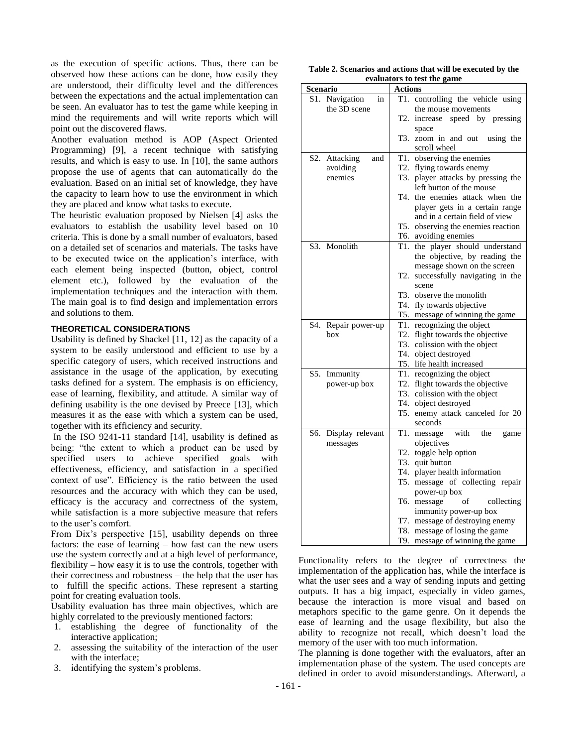as the execution of specific actions. Thus, there can be observed how these actions can be done, how easily they are understood, their difficulty level and the differences between the expectations and the actual implementation can be seen. An evaluator has to test the game while keeping in mind the requirements and will write reports which will point out the discovered flaws.

Another evaluation method is AOP (Aspect Oriented Programming) [9], a recent technique with satisfying results, and which is easy to use. In [10], the same authors propose the use of agents that can automatically do the evaluation. Based on an initial set of knowledge, they have the capacity to learn how to use the environment in which they are placed and know what tasks to execute.

The heuristic evaluation proposed by Nielsen [4] asks the evaluators to establish the usability level based on 10 criteria. This is done by a small number of evaluators, based on a detailed set of scenarios and materials. The tasks have to be executed twice on the application's interface, with each element being inspected (button, object, control element etc.), followed by the evaluation of the implementation techniques and the interaction with them. The main goal is to find design and implementation errors and solutions to them.

## THEORETICAL CONSIDERATIONS

Usability is defined by Shackel [11, 12] as the capacity of a system to be easily understood and efficient to use by a specific category of users, which received instructions and assistance in the usage of the application, by executing tasks defined for a system. The emphasis is on efficiency, ease of learning, flexibility, and attitude. A similar way of defining usability is the one devised by Preece [13], which measures it as the ease with which a system can be used, together with its efficiency and security.

In the ISO 9241-11 standard [14], usability is defined as being: "the extent to which a product can be used by specified users to achieve specified goals with effectiveness, efficiency, and satisfaction in a specified context of use". Efficiency is the ratio between the used resources and the accuracy with which they can be used, efficacy is the accuracy and correctness of the system, while satisfaction is a more subjective measure that refers to the user's comfort.

From Dix's perspective [15], usability depends on three factors: the ease of learning – how fast can the new users use the system correctly and at a high level of performance, flexibility – how easy it is to use the controls, together with their correctness and robustness – the help that the user has to fulfill the specific actions. These represent a starting point for creating evaluation tools.

Usability evaluation has three main objectives, which are highly correlated to the previously mentioned factors:

1. establishing the degree of functionality of the interactive application;
2. assessing the suitability of the interaction of the user with the interface;
3. identifying the system's problems.

**Table 2. Scenarios and actions that will be executed by the evaluators to test the game**

| Scenario | Actions |
|---|---|
| S1. Navigation in the 3D scene | T1. controlling the vehicle using the mouse movements<br>T2. increase speed by pressing space<br>T3. zoom in and out using the scroll wheel |
| S2. Attacking and avoiding enemies | T1. observing the enemies<br>T2. flying towards enemy<br>T3. player attacks by pressing the left button of the mouse<br>T4. the enemies attack when the player gets in a certain range and in a certain field of view<br>T5. observing the enemies reaction<br>T6. avoiding enemies |
| S3. Monolith | T1. the player should understand the objective, by reading the message shown on the screen<br>T2. successfully navigating in the scene<br>T3. observe the monolith<br>T4. fly towards objective<br>T5. message of winning the game |
| S4. Repair power-up box | T1. recognizing the object<br>T2. flight towards the objective<br>T3. colission with the object<br>T4. object destroyed<br>T5. life health increased |
| S5. Immunity power-up box | T1. recognizing the object<br>T2. flight towards the objective<br>T3. colission with the object<br>T4. object destroyed<br>T5. enemy attack canceled for 20 seconds |
| S6. Display relevant messages | T1. message with the game objectives<br>T2. toggle help option<br>T3. quit button<br>T4. player health information<br>T5. message of collecting repair power-up box<br>T6. message of collecting immunity power-up box<br>T7. message of destroying enemy<br>T8. message of losing the game<br>T9. message of winning the game |

Functionality refers to the degree of correctness the implementation of the application has, while the interface is what the user sees and a way of sending inputs and getting outputs. It has a big impact, especially in video games, because the interaction is more visual and based on metaphors specific to the game genre. On it depends the ease of learning and the usage flexibility, but also the ability to recognize not recall, which doesn't load the memory of the user with too much information.

The planning is done together with the evaluators, after an implementation phase of the system. The used concepts are defined in order to avoid misunderstandings. Afterward, a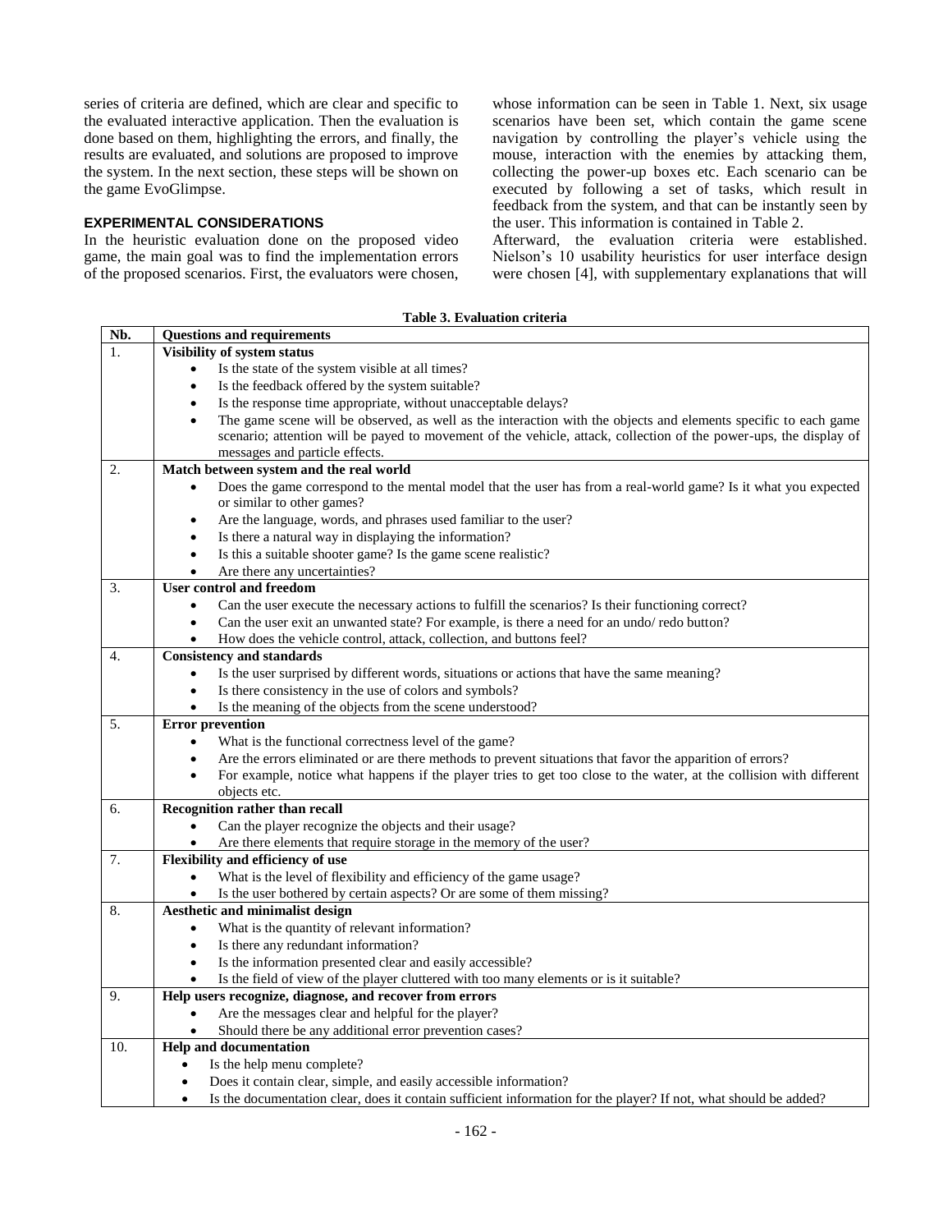series of criteria are defined, which are clear and specific to the evaluated interactive application. Then the evaluation is done based on them, highlighting the errors, and finally, the results are evaluated, and solutions are proposed to improve the system. In the next section, these steps will be shown on the game EvoGlimpse.

## EXPERIMENTAL CONSIDERATIONS

In the heuristic evaluation done on the proposed video game, the main goal was to find the implementation errors of the proposed scenarios. First, the evaluators were chosen, whose information can be seen in Table 1. Next, six usage scenarios have been set, which contain the game scene navigation by controlling the player's vehicle using the mouse, interaction with the enemies by attacking them, collecting the power-up boxes etc. Each scenario can be executed by following a set of tasks, which result in feedback from the system, and that can be instantly seen by the user. This information is contained in Table 2.

Afterward, the evaluation criteria were established. Nielson's 10 usability heuristics for user interface design were chosen [4], with supplementary explanations that will

**Table 3. Evaluation criteria**

| Nb. | Questions and requirements |
|---|---|
| 1. | **Visibility of system status**<br>• Is the state of the system visible at all times?<br>• Is the feedback offered by the system suitable?<br>• Is the response time appropriate, without unacceptable delays?<br>• The game scene will be observed, as well as the interaction with the objects and elements specific to each game scenario; attention will be payed to movement of the vehicle, attack, collection of the power-ups, the display of messages and particle effects. |
| 2. | **Match between system and the real world**<br>• Does the game correspond to the mental model that the user has from a real-world game? Is it what you expected or similar to other games?<br>• Are the language, words, and phrases used familiar to the user?<br>• Is there a natural way in displaying the information?<br>• Is this a suitable shooter game? Is the game scene realistic?<br>• Are there any uncertainties? |
| 3. | **User control and freedom**<br>• Can the user execute the necessary actions to fulfill the scenarios? Is their functioning correct?<br>• Can the user exit an unwanted state? For example, is there a need for an undo/ redo button?<br>• How does the vehicle control, attack, collection, and buttons feel? |
| 4. | **Consistency and standards**<br>• Is the user surprised by different words, situations or actions that have the same meaning?<br>• Is there consistency in the use of colors and symbols?<br>• Is the meaning of the objects from the scene understood? |
| 5. | **Error prevention**<br>• What is the functional correctness level of the game?<br>• Are the errors eliminated or are there methods to prevent situations that favor the apparition of errors?<br>• For example, notice what happens if the player tries to get too close to the water, at the collision with different objects etc. |
| 6. | **Recognition rather than recall**<br>• Can the player recognize the objects and their usage?<br>• Are there elements that require storage in the memory of the user? |
| 7. | **Flexibility and efficiency of use**<br>• What is the level of flexibility and efficiency of the game usage?<br>• Is the user bothered by certain aspects? Or are some of them missing? |
| 8. | **Aesthetic and minimalist design**<br>• What is the quantity of relevant information?<br>• Is there any redundant information?<br>• Is the information presented clear and easily accessible?<br>• Is the field of view of the player cluttered with too many elements or is it suitable? |
| 9. | **Help users recognize, diagnose, and recover from errors**<br>• Are the messages clear and helpful for the player?<br>• Should there be any additional error prevention cases? |
| 10. | **Help and documentation**<br>• Is the help menu complete?<br>• Does it contain clear, simple, and easily accessible information?<br>• Is the documentation clear, does it contain sufficient information for the player? If not, what should be added? |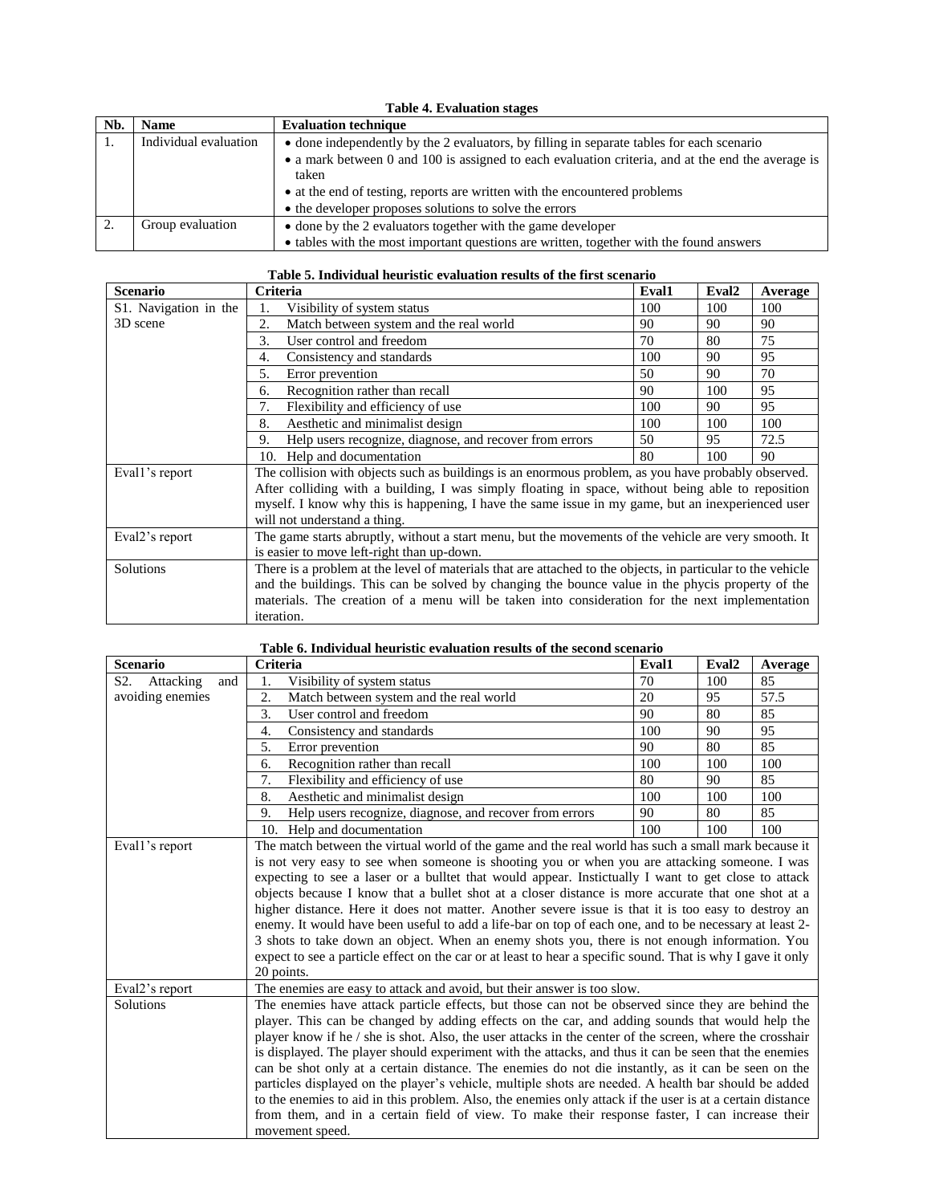**Table 4. Evaluation stages**

| Nb. | Name | Evaluation technique |
|---|---|---|
| 1. | Individual evaluation | • done independently by the 2 evaluators, by filling in separate tables for each scenario<br>• a mark between 0 and 100 is assigned to each evaluation criteria, and at the end the average is taken<br>• at the end of testing, reports are written with the encountered problems<br>• the developer proposes solutions to solve the errors |
| 2. | Group evaluation | • done by the 2 evaluators together with the game developer<br>• tables with the most important questions are written, together with the found answers |

**Table 5. Individual heuristic evaluation results of the first scenario**

| Scenario | Criteria | Eval1 | Eval2 | Average |
|---|---|---|---|---|
| S1. Navigation in the 3D scene | 1. Visibility of system status | 100 | 100 | 100 |
| | 2. Match between system and the real world | 90 | 90 | 90 |
| | 3. User control and freedom | 70 | 80 | 75 |
| | 4. Consistency and standards | 100 | 90 | 95 |
| | 5. Error prevention | 50 | 90 | 70 |
| | 6. Recognition rather than recall | 90 | 100 | 95 |
| | 7. Flexibility and efficiency of use | 100 | 90 | 95 |
| | 8. Aesthetic and minimalist design | 100 | 100 | 100 |
| | 9. Help users recognize, diagnose, and recover from errors | 50 | 95 | 72.5 |
| | 10. Help and documentation | 80 | 100 | 90 |
| Eval1's report | The collision with objects such as buildings is an enormous problem, as you have probably observed. After colliding with a building, I was simply floating in space, without being able to reposition myself. I know why this is happening, I have the same issue in my game, but an inexperienced user will not understand a thing. | | | |
| Eval2's report | The game starts abruptly, without a start menu, but the movements of the vehicle are very smooth. It is easier to move left-right than up-down. | | | |
| Solutions | There is a problem at the level of materials that are attached to the objects, in particular to the vehicle and the buildings. This can be solved by changing the bounce value in the phycis property of the materials. The creation of a menu will be taken into consideration for the next implementation iteration. | | | |

**Table 6. Individual heuristic evaluation results of the second scenario**

| Scenario | Criteria | Eval1 | Eval2 | Average |
|---|---|---|---|---|
| S2. Attacking and avoiding enemies | 1. Visibility of system status | 70 | 100 | 85 |
| | 2. Match between system and the real world | 20 | 95 | 57.5 |
| | 3. User control and freedom | 90 | 80 | 85 |
| | 4. Consistency and standards | 100 | 90 | 95 |
| | 5. Error prevention | 90 | 80 | 85 |
| | 6. Recognition rather than recall | 100 | 100 | 100 |
| | 7. Flexibility and efficiency of use | 80 | 90 | 85 |
| | 8. Aesthetic and minimalist design | 100 | 100 | 100 |
| | 9. Help users recognize, diagnose, and recover from errors | 90 | 80 | 85 |
| | 10. Help and documentation | 100 | 100 | 100 |
| Eval1's report | The match between the virtual world of the game and the real world has such a small mark because it is not very easy to see when someone is shooting you or when you are attacking someone. I was expecting to see a laser or a bulltet that would appear. Instictually I want to get close to attack objects because I know that a bullet shot at a closer distance is more accurate that one shot at a higher distance. Here it does not matter. Another severe issue is that it is too easy to destroy an enemy. It would have been useful to add a life-bar on top of each one, and to be necessary at least 2-3 shots to take down an object. When an enemy shots you, there is not enough information. You expect to see a particle effect on the car or at least to hear a specific sound. That is why I gave it only 20 points. | | | |
| Eval2's report | The enemies are easy to attack and avoid, but their answer is too slow. | | | |
| Solutions | The enemies have attack particle effects, but those can not be observed since they are behind the player. This can be changed by adding effects on the car, and adding sounds that would help the player know if he / she is shot. Also, the user attacks in the center of the screen, where the crosshair is displayed. The player should experiment with the attacks, and thus it can be seen that the enemies can be shot only at a certain distance. The enemies do not die instantly, as it can be seen on the particles displayed on the player's vehicle, multiple shots are needed. A health bar should be added to the enemies to aid in this problem. Also, the enemies only attack if the user is at a certain distance from them, and in a certain field of view. To make their response faster, I can increase their movement speed. | | | |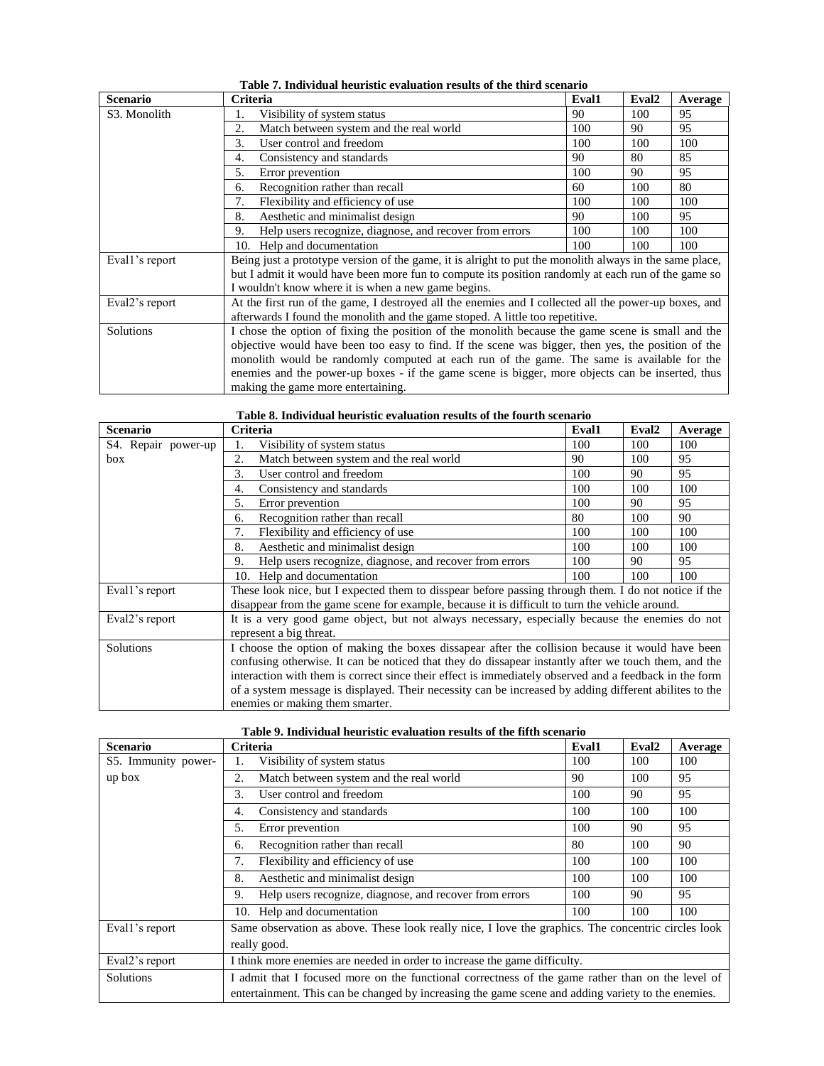**Table 7. Individual heuristic evaluation results of the third scenario**

| Scenario | Criteria | Eval1 | Eval2 | Average |
|---|---|---|---|---|
| S3. Monolith | 1. Visibility of system status | 90 | 100 | 95 |
| | 2. Match between system and the real world | 100 | 90 | 95 |
| | 3. User control and freedom | 100 | 100 | 100 |
| | 4. Consistency and standards | 90 | 80 | 85 |
| | 5. Error prevention | 100 | 90 | 95 |
| | 6. Recognition rather than recall | 60 | 100 | 80 |
| | 7. Flexibility and efficiency of use | 100 | 100 | 100 |
| | 8. Aesthetic and minimalist design | 90 | 100 | 95 |
| | 9. Help users recognize, diagnose, and recover from errors | 100 | 100 | 100 |
| | 10. Help and documentation | 100 | 100 | 100 |
| Eval1's report | Being just a prototype version of the game, it is alright to put the monolith always in the same place, but I admit it would have been more fun to compute its position randomly at each run of the game so I wouldn't know where it is when a new game begins. | | | |
| Eval2's report | At the first run of the game, I destroyed all the enemies and I collected all the power-up boxes, and afterwards I found the monolith and the game stoped. A little too repetitive. | | | |
| Solutions | I chose the option of fixing the position of the monolith because the game scene is small and the objective would have been too easy to find. If the scene was bigger, then yes, the position of the monolith would be randomly computed at each run of the game. The same is available for the enemies and the power-up boxes - if the game scene is bigger, more objects can be inserted, thus making the game more entertaining. | | | |

**Table 8. Individual heuristic evaluation results of the fourth scenario**

| Scenario | Criteria | Eval1 | Eval2 | Average |
|---|---|---|---|---|
| S4. Repair power-up box | 1. Visibility of system status | 100 | 100 | 100 |
| | 2. Match between system and the real world | 90 | 100 | 95 |
| | 3. User control and freedom | 100 | 90 | 95 |
| | 4. Consistency and standards | 100 | 100 | 100 |
| | 5. Error prevention | 100 | 90 | 95 |
| | 6. Recognition rather than recall | 80 | 100 | 90 |
| | 7. Flexibility and efficiency of use | 100 | 100 | 100 |
| | 8. Aesthetic and minimalist design | 100 | 100 | 100 |
| | 9. Help users recognize, diagnose, and recover from errors | 100 | 90 | 95 |
| | 10. Help and documentation | 100 | 100 | 100 |
| Eval1's report | These look nice, but I expected them to disspear before passing through them. I do not notice if the disappear from the game scene for example, because it is difficult to turn the vehicle around. | | | |
| Eval2's report | It is a very good game object, but not always necessary, especially because the enemies do not represent a big threat. | | | |
| Solutions | I choose the option of making the boxes dissapear after the collision because it would have been confusing otherwise. It can be noticed that they do dissapear instantly after we touch them, and the interaction with them is correct since their effect is immediately observed and a feedback in the form of a system message is displayed. Their necessity can be increased by adding different abilites to the enemies or making them smarter. | | | |

**Table 9. Individual heuristic evaluation results of the fifth scenario**

| Scenario | Criteria | Eval1 | Eval2 | Average |
|---|---|---|---|---|
| S5. Immunity power-up box | 1. Visibility of system status | 100 | 100 | 100 |
| | 2. Match between system and the real world | 90 | 100 | 95 |
| | 3. User control and freedom | 100 | 90 | 95 |
| | 4. Consistency and standards | 100 | 100 | 100 |
| | 5. Error prevention | 100 | 90 | 95 |
| | 6. Recognition rather than recall | 80 | 100 | 90 |
| | 7. Flexibility and efficiency of use | 100 | 100 | 100 |
| | 8. Aesthetic and minimalist design | 100 | 100 | 100 |
| | 9. Help users recognize, diagnose, and recover from errors | 100 | 90 | 95 |
| | 10. Help and documentation | 100 | 100 | 100 |
| Eval1's report | Same observation as above. These look really nice, I love the graphics. The concentric circles look really good. | | | |
| Eval2's report | I think more enemies are needed in order to increase the game difficulty. | | | |
| Solutions | I admit that I focused more on the functional correctness of the game rather than on the level of entertainment. This can be changed by increasing the game scene and adding variety to the enemies. | | | |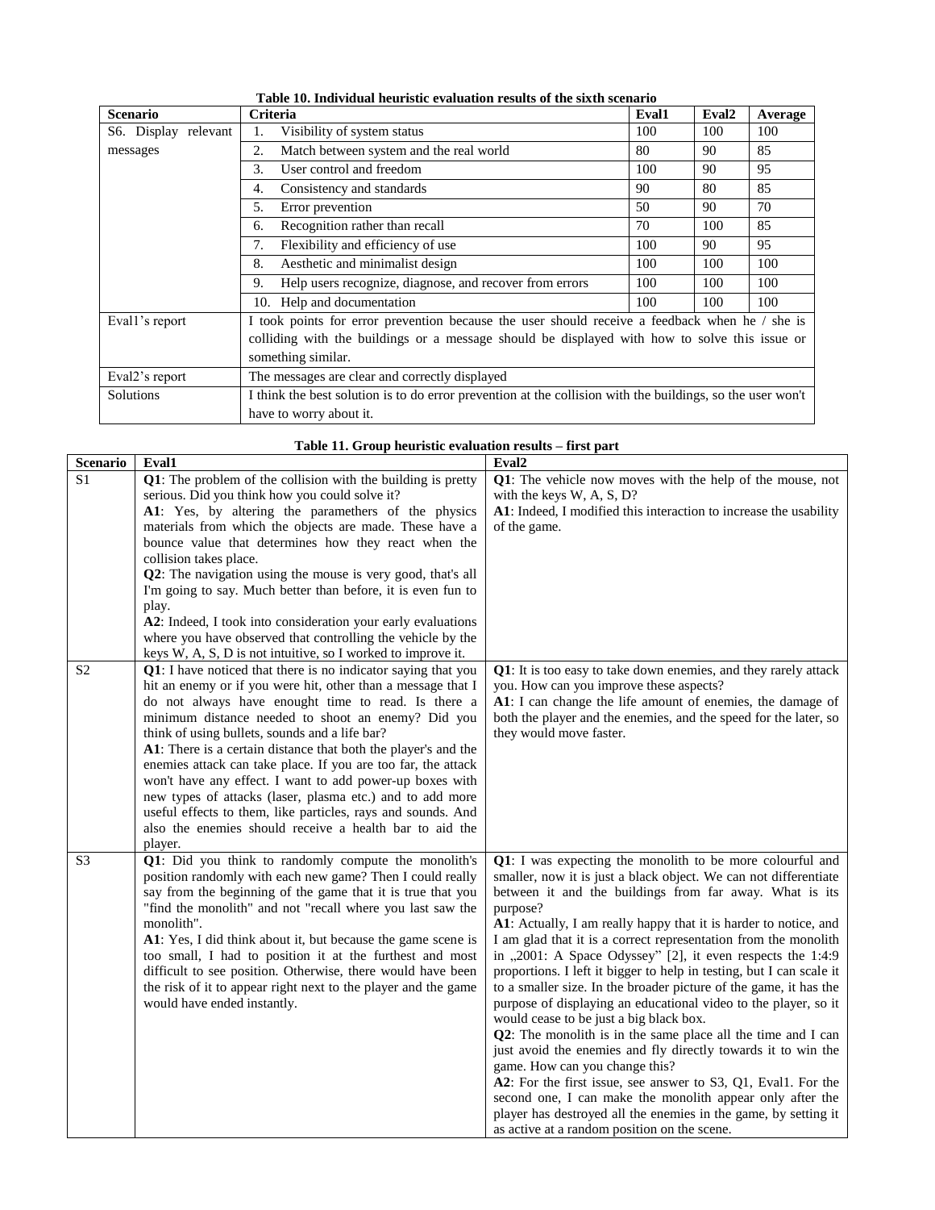**Table 10. Individual heuristic evaluation results of the sixth scenario**

| Scenario | Criteria | Eval1 | Eval2 | Average |
|---|---|---|---|---|
| S6. Display relevant messages | 1. Visibility of system status | 100 | 100 | 100 |
| | 2. Match between system and the real world | 80 | 90 | 85 |
| | 3. User control and freedom | 100 | 90 | 95 |
| | 4. Consistency and standards | 90 | 80 | 85 |
| | 5. Error prevention | 50 | 90 | 70 |
| | 6. Recognition rather than recall | 70 | 100 | 85 |
| | 7. Flexibility and efficiency of use | 100 | 90 | 95 |
| | 8. Aesthetic and minimalist design | 100 | 100 | 100 |
| | 9. Help users recognize, diagnose, and recover from errors | 100 | 100 | 100 |
| | 10. Help and documentation | 100 | 100 | 100 |
| Eval1's report | I took points for error prevention because the user should receive a feedback when he / she is colliding with the buildings or a message should be displayed with how to solve this issue or something similar. | | | |
| Eval2's report | The messages are clear and correctly displayed | | | |
| Solutions | I think the best solution is to do error prevention at the collision with the buildings, so the user won't have to worry about it. | | | |

**Table 11. Group heuristic evaluation results – first part**

| Scenario | Eval1 | Eval2 |
|---|---|---|
| S1 | **Q1**: The problem of the collision with the building is pretty serious. Did you think how you could solve it? **A1**: Yes, by altering the paramethers of the physics materials from which the objects are made. These have a bounce value that determines how they react when the collision takes place. **Q2**: The navigation using the mouse is very good, that's all I'm going to say. Much better than before, it is even fun to play. **A2**: Indeed, I took into consideration your early evaluations where you have observed that controlling the vehicle by the keys W, A, S, D is not intuitive, so I worked to improve it. | **Q1**: The vehicle now moves with the help of the mouse, not with the keys W, A, S, D? **A1**: Indeed, I modified this interaction to increase the usability of the game. |
| S2 | **Q1**: I have noticed that there is no indicator saying that you hit an enemy or if you were hit, other than a message that I do not always have enought time to read. Is there a minimum distance needed to shoot an enemy? Did you think of using bullets, sounds and a life bar? **A1**: There is a certain distance that both the player's and the enemies attack can take place. If you are too far, the attack won't have any effect. I want to add power-up boxes with new types of attacks (laser, plasma etc.) and to add more useful effects to them, like particles, rays and sounds. And also the enemies should receive a health bar to aid the player. | **Q1**: It is too easy to take down enemies, and they rarely attack you. How can you improve these aspects? **A1**: I can change the life amount of enemies, the damage of both the player and the enemies, and the speed for the later, so they would move faster. |
| S3 | **Q1**: Did you think to randomly compute the monolith's position randomly with each new game? Then I could really say from the beginning of the game that it is true that you "find the monolith" and not "recall where you last saw the monolith". **A1**: Yes, I did think about it, but because the game scene is too small, I had to position it at the furthest and most difficult to see position. Otherwise, there would have been the risk of it to appear right next to the player and the game would have ended instantly. | **Q1**: I was expecting the monolith to be more colourful and smaller, now it is just a black object. We can not differentiate between it and the buildings from far away. What is its purpose? **A1**: Actually, I am really happy that it is harder to notice, and I am glad that it is a correct representation from the monolith in „2001: A Space Odyssey" [2], it even respects the 1:4:9 proportions. I left it bigger to help in testing, but I can scale it to a smaller size. In the broader picture of the game, it has the purpose of displaying an educational video to the player, so it would cease to be just a big black box. **Q2**: The monolith is in the same place all the time and I can just avoid the enemies and fly directly towards it to win the game. How can you change this? **A2**: For the first issue, see answer to S3, Q1, Eval1. For the second one, I can make the monolith appear only after the player has destroyed all the enemies in the game, by setting it as active at a random position on the scene. |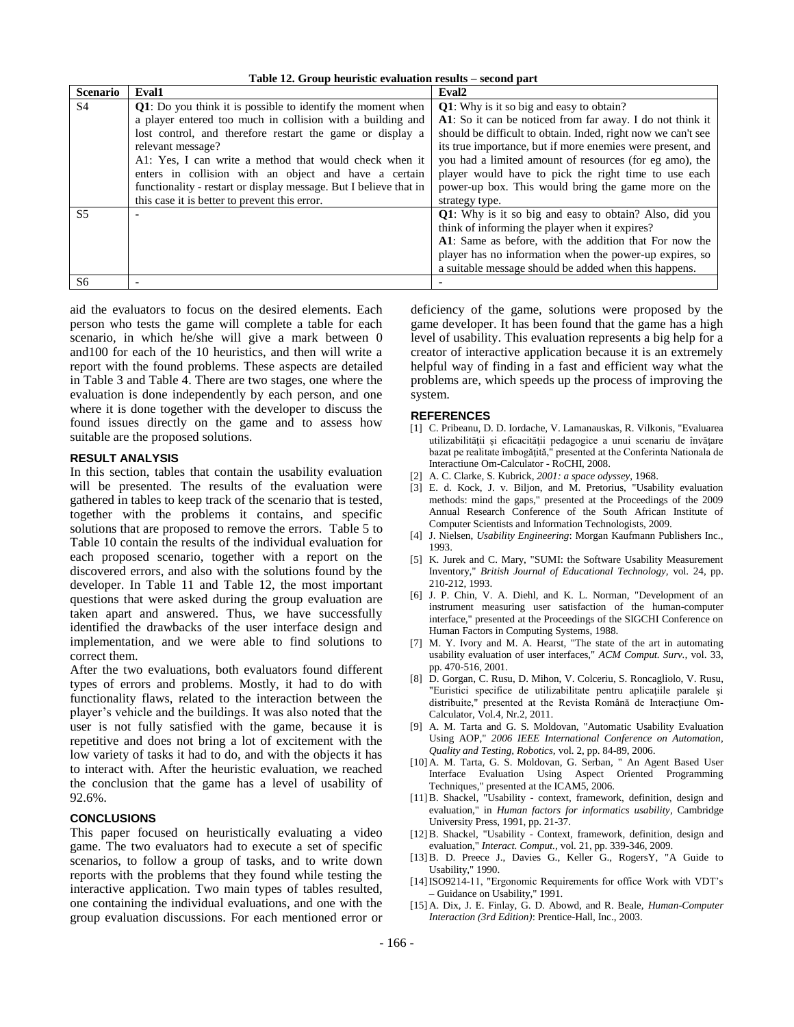**Table 12. Group heuristic evaluation results – second part**

| Scenario | Eval1 | Eval2 |
|---|---|---|
| S4 | **Q1**: Do you think it is possible to identify the moment when a player entered too much in collision with a building and lost control, and therefore restart the game or display a relevant message?<br>A1: Yes, I can write a method that would check when it enters in collision with an object and have a certain functionality - restart or display message. But I believe that in this case it is better to prevent this error. | **Q1**: Why is it so big and easy to obtain?<br>**A1**: So it can be noticed from far away. I do not think it should be difficult to obtain. Inded, right now we can't see its true importance, but if more enemies were present, and you had a limited amount of resources (for eg amo), the player would have to pick the right time to use each power-up box. This would bring the game more on the strategy type. |
| S5 | - | **Q1**: Why is it so big and easy to obtain? Also, did you think of informing the player when it expires?<br>**A1**: Same as before, with the addition that For now the player has no information when the power-up expires, so a suitable message should be added when this happens. |
| S6 | - | - |

aid the evaluators to focus on the desired elements. Each person who tests the game will complete a table for each scenario, in which he/she will give a mark between 0 and100 for each of the 10 heuristics, and then will write a report with the found problems. These aspects are detailed in Table 3 and Table 4. There are two stages, one where the evaluation is done independently by each person, and one where it is done together with the developer to discuss the found issues directly on the game and to assess how suitable are the proposed solutions.

## RESULT ANALYSIS

In this section, tables that contain the usability evaluation will be presented. The results of the evaluation were gathered in tables to keep track of the scenario that is tested, together with the problems it contains, and specific solutions that are proposed to remove the errors. Table 5 to Table 10 contain the results of the individual evaluation for each proposed scenario, together with a report on the discovered errors, and also with the solutions found by the developer. In Table 11 and Table 12, the most important questions that were asked during the group evaluation are taken apart and answered. Thus, we have successfully identified the drawbacks of the user interface design and implementation, and we were able to find solutions to correct them.

After the two evaluations, both evaluators found different types of errors and problems. Mostly, it had to do with functionality flaws, related to the interaction between the player's vehicle and the buildings. It was also noted that the user is not fully satisfied with the game, because it is repetitive and does not bring a lot of excitement with the low variety of tasks it had to do, and with the objects it has to interact with. After the heuristic evaluation, we reached the conclusion that the game has a level of usability of 92.6%.

## CONCLUSIONS

This paper focused on heuristically evaluating a video game. The two evaluators had to execute a set of specific scenarios, to follow a group of tasks, and to write down reports with the problems that they found while testing the interactive application. Two main types of tables resulted, one containing the individual evaluations, and one with the group evaluation discussions. For each mentioned error or deficiency of the game, solutions were proposed by the game developer. It has been found that the game has a high level of usability. This evaluation represents a big help for a creator of interactive application because it is an extremely helpful way of finding in a fast and efficient way what the problems are, which speeds up the process of improving the system.

## REFERENCES

[1] C. Pribeanu, D. D. Iordache, V. Lamanauskas, R. Vilkonis, "Evaluarea utilizabilităţii şi eficacităţii pedagogice a unui scenariu de învăţare bazat pe realitate îmbogăţită," presented at the Conferinta Nationala de Interactiune Om-Calculator - RoCHI, 2008.

[2] A. C. Clarke, S. Kubrick, *2001: a space odyssey*, 1968.

[3] E. d. Kock, J. v. Biljon, and M. Pretorius, "Usability evaluation methods: mind the gaps," presented at the Proceedings of the 2009 Annual Research Conference of the South African Institute of Computer Scientists and Information Technologists, 2009.

[4] J. Nielsen, *Usability Engineering*: Morgan Kaufmann Publishers Inc., 1993.

[5] K. Jurek and C. Mary, "SUMI: the Software Usability Measurement Inventory," *British Journal of Educational Technology*, vol. 24, pp. 210-212, 1993.

[6] J. P. Chin, V. A. Diehl, and K. L. Norman, "Development of an instrument measuring user satisfaction of the human-computer interface," presented at the Proceedings of the SIGCHI Conference on Human Factors in Computing Systems, 1988.

[7] M. Y. Ivory and M. A. Hearst, "The state of the art in automating usability evaluation of user interfaces," *ACM Comput. Surv.*, vol. 33, pp. 470-516, 2001.

[8] D. Gorgan, C. Rusu, D. Mihon, V. Colceriu, S. Roncagliolo, V. Rusu, "Euristici specifice de utilizabilitate pentru aplicaţiile paralele şi distribuite," presented at the Revista Română de Interacţiune Om-Calculator, Vol.4, Nr.2, 2011.

[9] A. M. Tarta and G. S. Moldovan, "Automatic Usability Evaluation Using AOP," *2006 IEEE International Conference on Automation, Quality and Testing, Robotics*, vol. 2, pp. 84-89, 2006.

[10] A. M. Tarta, G. S. Moldovan, G. Serban, " An Agent Based User Interface Evaluation Using Aspect Oriented Programming Techniques," presented at the ICAM5, 2006.

[11] B. Shackel, "Usability - context, framework, definition, design and evaluation," in *Human factors for informatics usability*, Cambridge University Press, 1991, pp. 21-37.

[12] B. Shackel, "Usability - Context, framework, definition, design and evaluation," *Interact. Comput.*, vol. 21, pp. 339-346, 2009.

[13] B. D. Preece J., Davies G., Keller G., RogersY, "A Guide to Usability," 1990.

[14] ISO9214-11, "Ergonomic Requirements for office Work with VDT's – Guidance on Usability," 1991.

[15] A. Dix, J. E. Finlay, G. D. Abowd, and R. Beale, *Human-Computer Interaction (3rd Edition)*: Prentice-Hall, Inc., 2003.